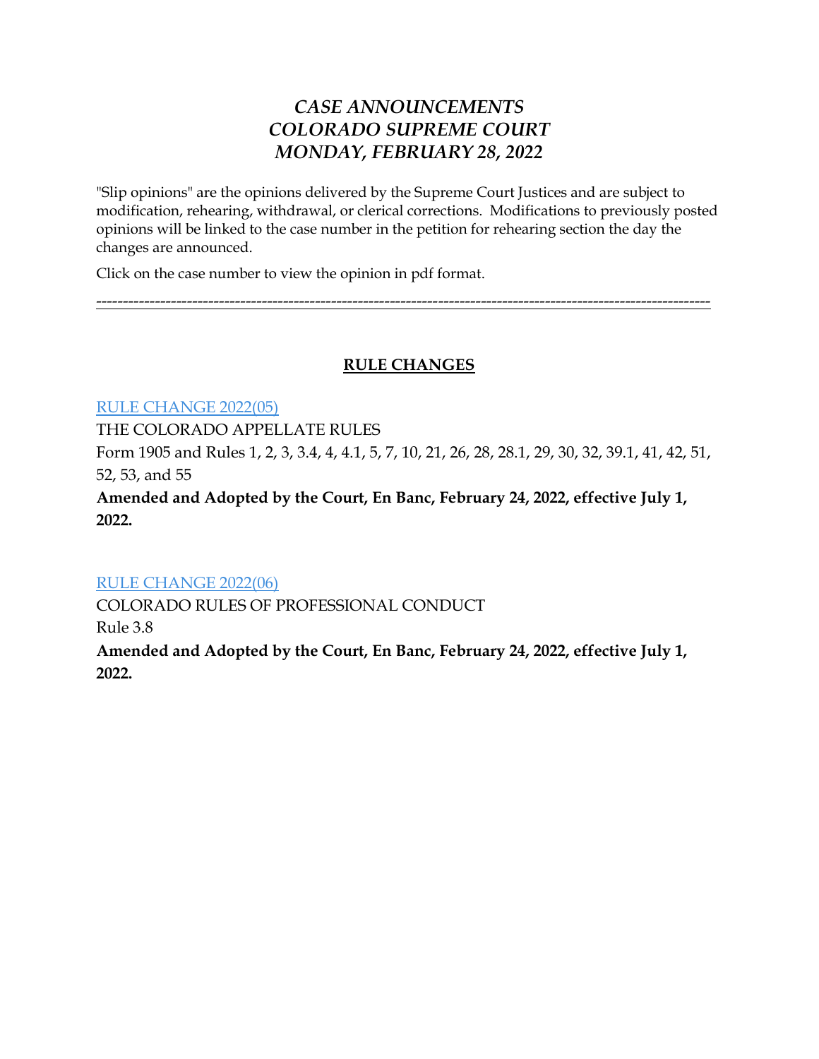# *CASE ANNOUNCEMENTS*
# *COLORADO SUPREME COURT*
# *MONDAY, FEBRUARY 28, 2022*

"Slip opinions" are the opinions delivered by the Supreme Court Justices and are subject to modification, rehearing, withdrawal, or clerical corrections. Modifications to previously posted opinions will be linked to the case number in the petition for rehearing section the day the changes are announced.

Click on the case number to view the opinion in pdf format.

---

## RULE CHANGES

RULE CHANGE 2022(05)

THE COLORADO APPELLATE RULES

Form 1905 and Rules 1, 2, 3, 3.4, 4, 4.1, 5, 7, 10, 21, 26, 28, 28.1, 29, 30, 32, 39.1, 41, 42, 51, 52, 53, and 55

**Amended and Adopted by the Court, En Banc, February 24, 2022, effective July 1, 2022.**

RULE CHANGE 2022(06)

COLORADO RULES OF PROFESSIONAL CONDUCT

Rule 3.8

**Amended and Adopted by the Court, En Banc, February 24, 2022, effective July 1, 2022.**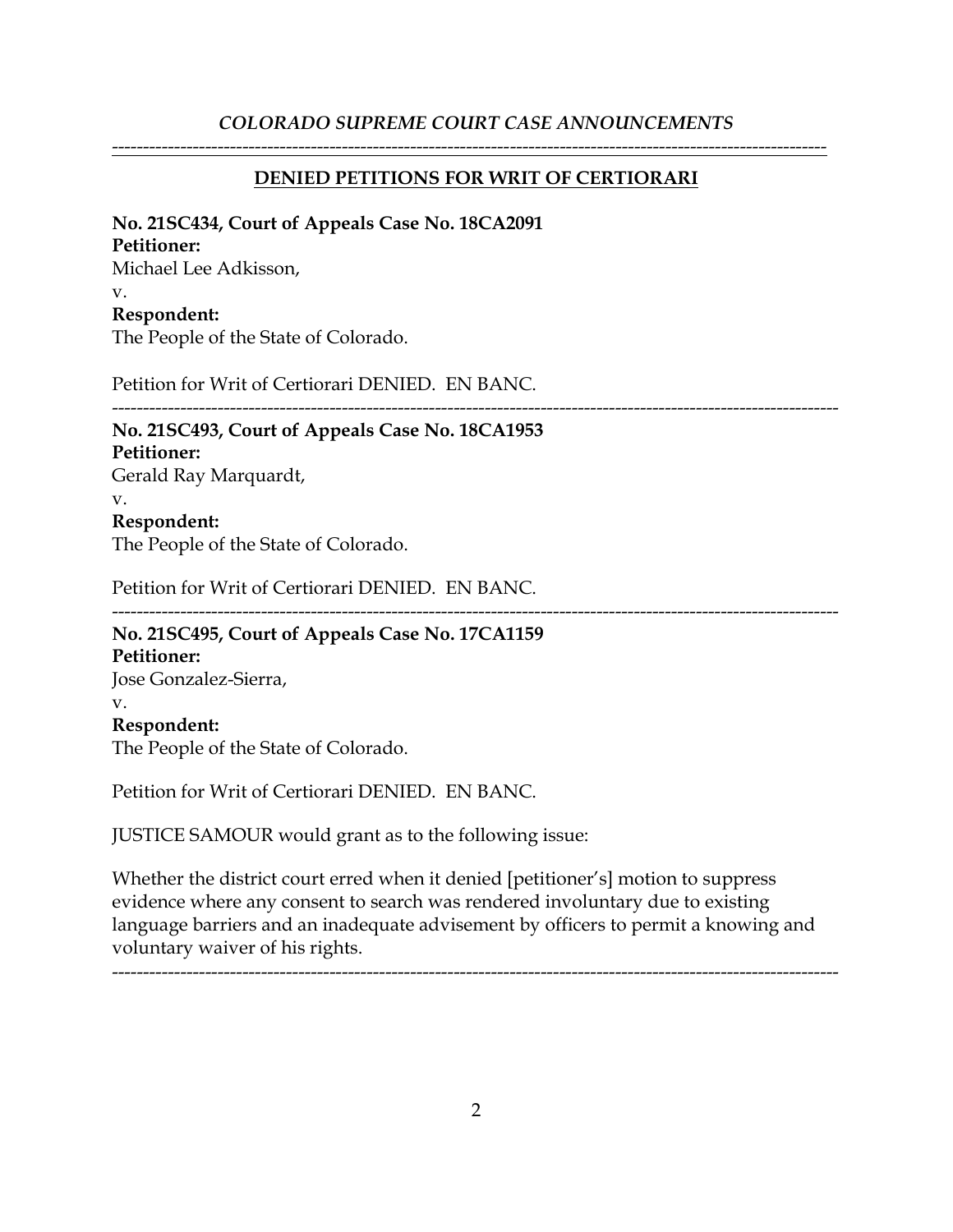*COLORADO SUPREME COURT CASE ANNOUNCEMENTS*

---

## DENIED PETITIONS FOR WRIT OF CERTIORARI

**No. 21SC434, Court of Appeals Case No. 18CA2091**
**Petitioner:**
Michael Lee Adkisson,
v.
**Respondent:**
The People of the State of Colorado.

Petition for Writ of Certiorari DENIED. EN BANC.

---

**No. 21SC493, Court of Appeals Case No. 18CA1953**
**Petitioner:**
Gerald Ray Marquardt,
v.
**Respondent:**
The People of the State of Colorado.

Petition for Writ of Certiorari DENIED. EN BANC.

---

**No. 21SC495, Court of Appeals Case No. 17CA1159**
**Petitioner:**
Jose Gonzalez-Sierra,
v.
**Respondent:**
The People of the State of Colorado.

Petition for Writ of Certiorari DENIED. EN BANC.

JUSTICE SAMOUR would grant as to the following issue:

Whether the district court erred when it denied [petitioner's] motion to suppress evidence where any consent to search was rendered involuntary due to existing language barriers and an inadequate advisement by officers to permit a knowing and voluntary waiver of his rights.

---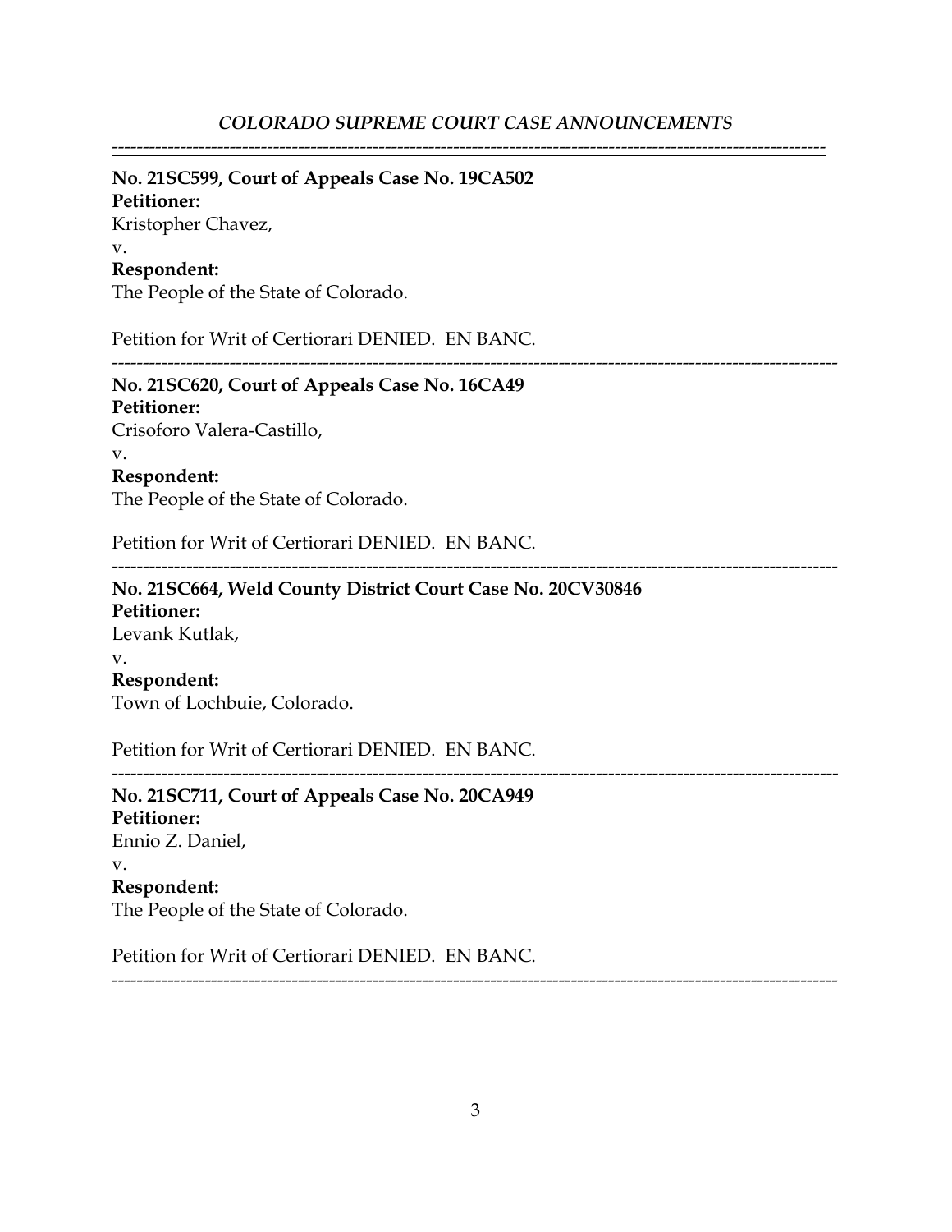---

**No. 21SC599, Court of Appeals Case No. 19CA502**
**Petitioner:**
Kristopher Chavez,
v.
**Respondent:**
The People of the State of Colorado.

Petition for Writ of Certiorari DENIED. EN BANC.

---

**No. 21SC620, Court of Appeals Case No. 16CA49**
**Petitioner:**
Crisoforo Valera-Castillo,
v.
**Respondent:**
The People of the State of Colorado.

Petition for Writ of Certiorari DENIED. EN BANC.

---

**No. 21SC664, Weld County District Court Case No. 20CV30846**
**Petitioner:**
Levank Kutlak,
v.
**Respondent:**
Town of Lochbuie, Colorado.

Petition for Writ of Certiorari DENIED. EN BANC.

---

**No. 21SC711, Court of Appeals Case No. 20CA949**
**Petitioner:**
Ennio Z. Daniel,
v.
**Respondent:**
The People of the State of Colorado.

Petition for Writ of Certiorari DENIED. EN BANC.

---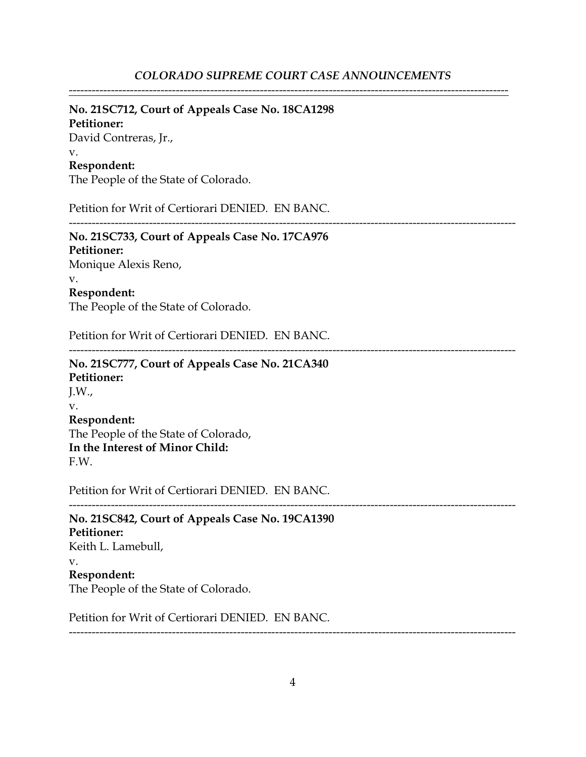---

**No. 21SC712, Court of Appeals Case No. 18CA1298**
**Petitioner:**
David Contreras, Jr.,
v.
**Respondent:**
The People of the State of Colorado.

Petition for Writ of Certiorari DENIED. EN BANC.

---

**No. 21SC733, Court of Appeals Case No. 17CA976**
**Petitioner:**
Monique Alexis Reno,
v.
**Respondent:**
The People of the State of Colorado.

Petition for Writ of Certiorari DENIED. EN BANC.

---

**No. 21SC777, Court of Appeals Case No. 21CA340**
**Petitioner:**
J.W.,
v.
**Respondent:**
The People of the State of Colorado,
**In the Interest of Minor Child:**
F.W.

Petition for Writ of Certiorari DENIED. EN BANC.

---

**No. 21SC842, Court of Appeals Case No. 19CA1390**
**Petitioner:**
Keith L. Lamebull,
v.
**Respondent:**
The People of the State of Colorado.

Petition for Writ of Certiorari DENIED. EN BANC.

---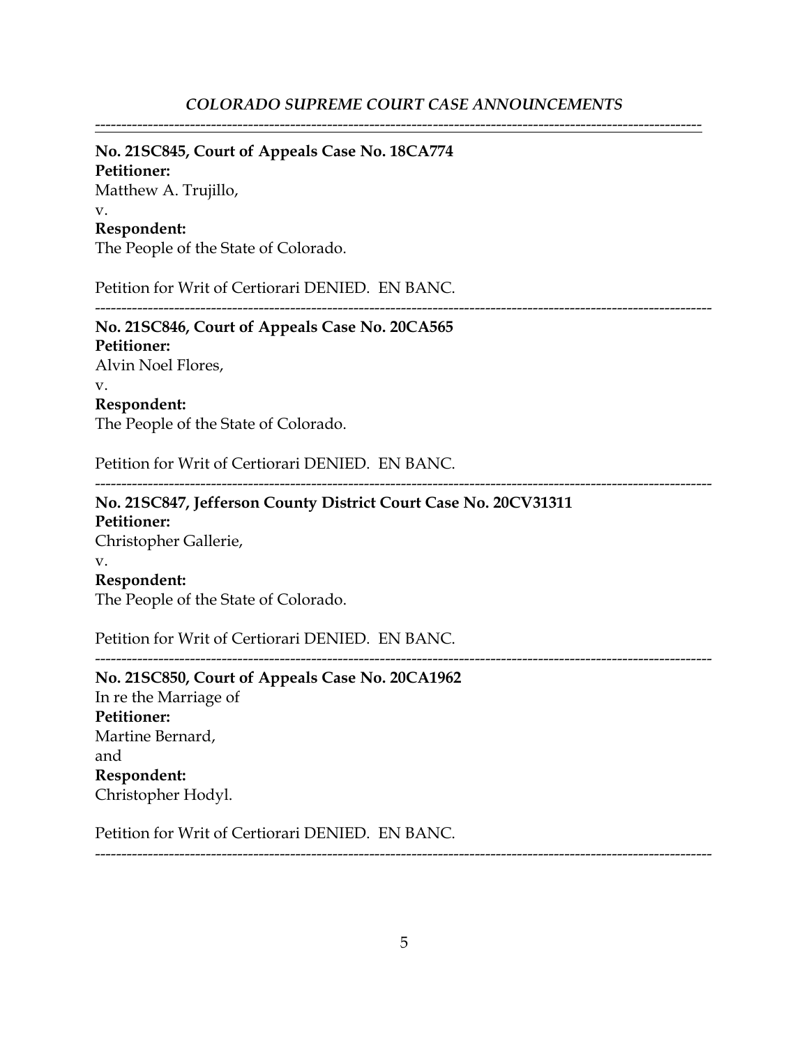**No. 21SC845, Court of Appeals Case No. 18CA774**
**Petitioner:**
Matthew A. Trujillo,
v.
**Respondent:**
The People of the State of Colorado.

Petition for Writ of Certiorari DENIED. EN BANC.

---

**No. 21SC846, Court of Appeals Case No. 20CA565**
**Petitioner:**
Alvin Noel Flores,
v.
**Respondent:**
The People of the State of Colorado.

Petition for Writ of Certiorari DENIED. EN BANC.

---

**No. 21SC847, Jefferson County District Court Case No. 20CV31311**
**Petitioner:**
Christopher Gallerie,
v.
**Respondent:**
The People of the State of Colorado.

Petition for Writ of Certiorari DENIED. EN BANC.

---

**No. 21SC850, Court of Appeals Case No. 20CA1962**
In re the Marriage of
**Petitioner:**
Martine Bernard,
and
**Respondent:**
Christopher Hodyl.

Petition for Writ of Certiorari DENIED. EN BANC.

---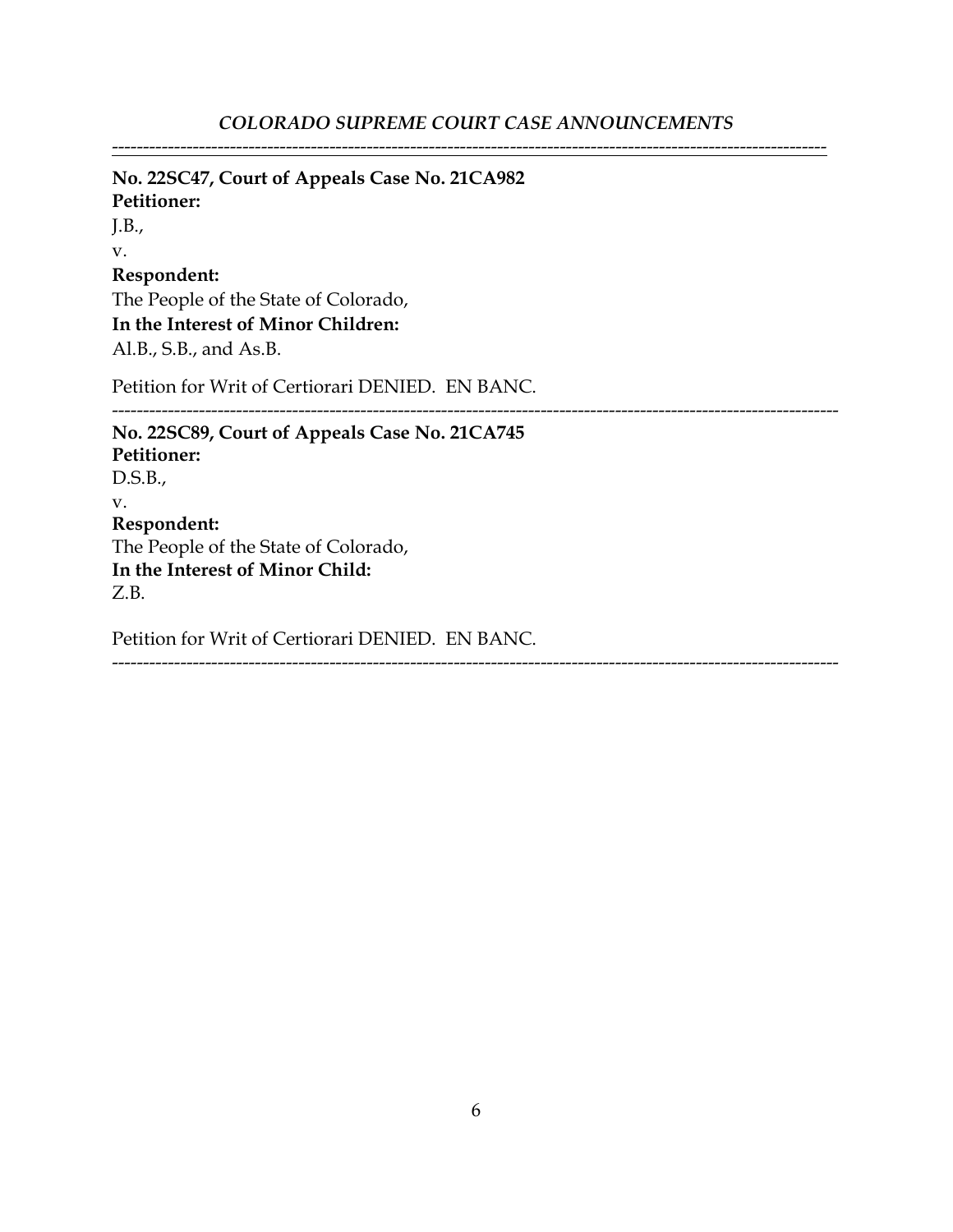**No. 22SC47, Court of Appeals Case No. 21CA982**
**Petitioner:**
J.B.,
v.
**Respondent:**
The People of the State of Colorado,
**In the Interest of Minor Children:**
Al.B., S.B., and As.B.

Petition for Writ of Certiorari DENIED. EN BANC.

---

**No. 22SC89, Court of Appeals Case No. 21CA745**
**Petitioner:**
D.S.B.,
v.
**Respondent:**
The People of the State of Colorado,
**In the Interest of Minor Child:**
Z.B.

Petition for Writ of Certiorari DENIED. EN BANC.

---